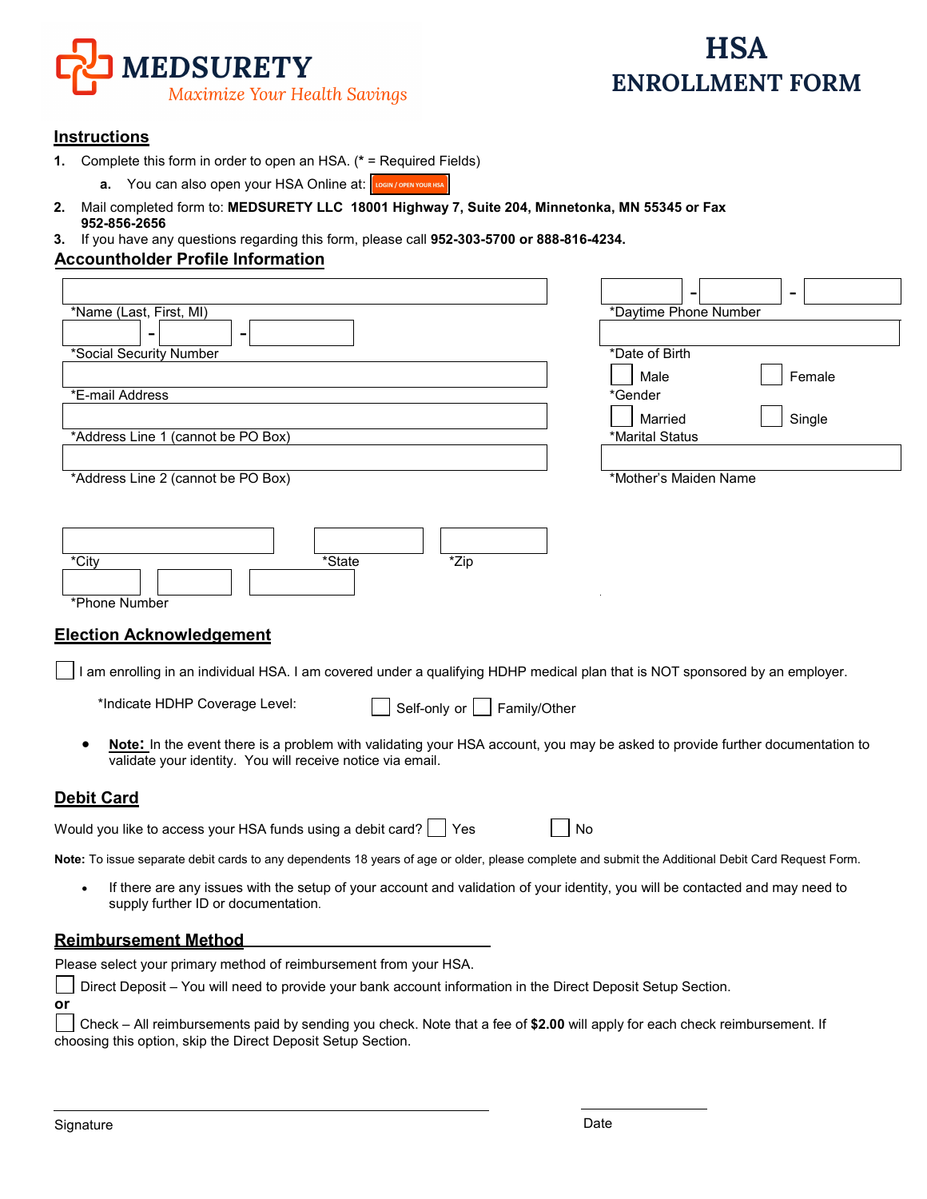**MEDSURETY**
*Maximize Your Health Savings*

# HSA ENROLLMENT FORM

## Instructions

1. Complete this form in order to open an HSA. (* = Required Fields)
   a. You can also open your HSA Online at: LOGIN / OPEN YOUR HSA
2. Mail completed form to: **MEDSURETY LLC 18001 Highway 7, Suite 204, Minnetonka, MN 55345 or Fax 952-856-2656**
3. If you have any questions regarding this form, please call **952-303-5700 or 888-816-4234.**

## Accountholder Profile Information

*Name (Last, First, MI) ____________________

*Daytime Phone Number ____ - ____ - ____

*Social Security Number ____ - ____ - ____

*Date of Birth ____________________

*E-mail Address ____________________

*Gender ☐ Male ☐ Female

*Address Line 1 (cannot be PO Box) ____________________

*Marital Status ☐ Married ☐ Single

*Address Line 2 (cannot be PO Box) ____________________

*Mother's Maiden Name ____________________

*City ____________ *State ________ *Zip ________

*Phone Number ____ ____ ____

## Election Acknowledgement

☐ I am enrolling in an individual HSA. I am covered under a qualifying HDHP medical plan that is NOT sponsored by an employer.

*Indicate HDHP Coverage Level: ☐ Self-only or ☐ Family/Other

- **Note:** In the event there is a problem with validating your HSA account, you may be asked to provide further documentation to validate your identity. You will receive notice via email.

## Debit Card

Would you like to access your HSA funds using a debit card? ☐ Yes ☐ No

**Note:** To issue separate debit cards to any dependents 18 years of age or older, please complete and submit the Additional Debit Card Request Form.

- If there are any issues with the setup of your account and validation of your identity, you will be contacted and may need to supply further ID or documentation.

## Reimbursement Method

Please select your primary method of reimbursement from your HSA.

☐ Direct Deposit – You will need to provide your bank account information in the Direct Deposit Setup Section.

**or**

☐ Check – All reimbursements paid by sending you check. Note that a fee of **$2.00** will apply for each check reimbursement. If choosing this option, skip the Direct Deposit Setup Section.

Signature ____________________ Date ____________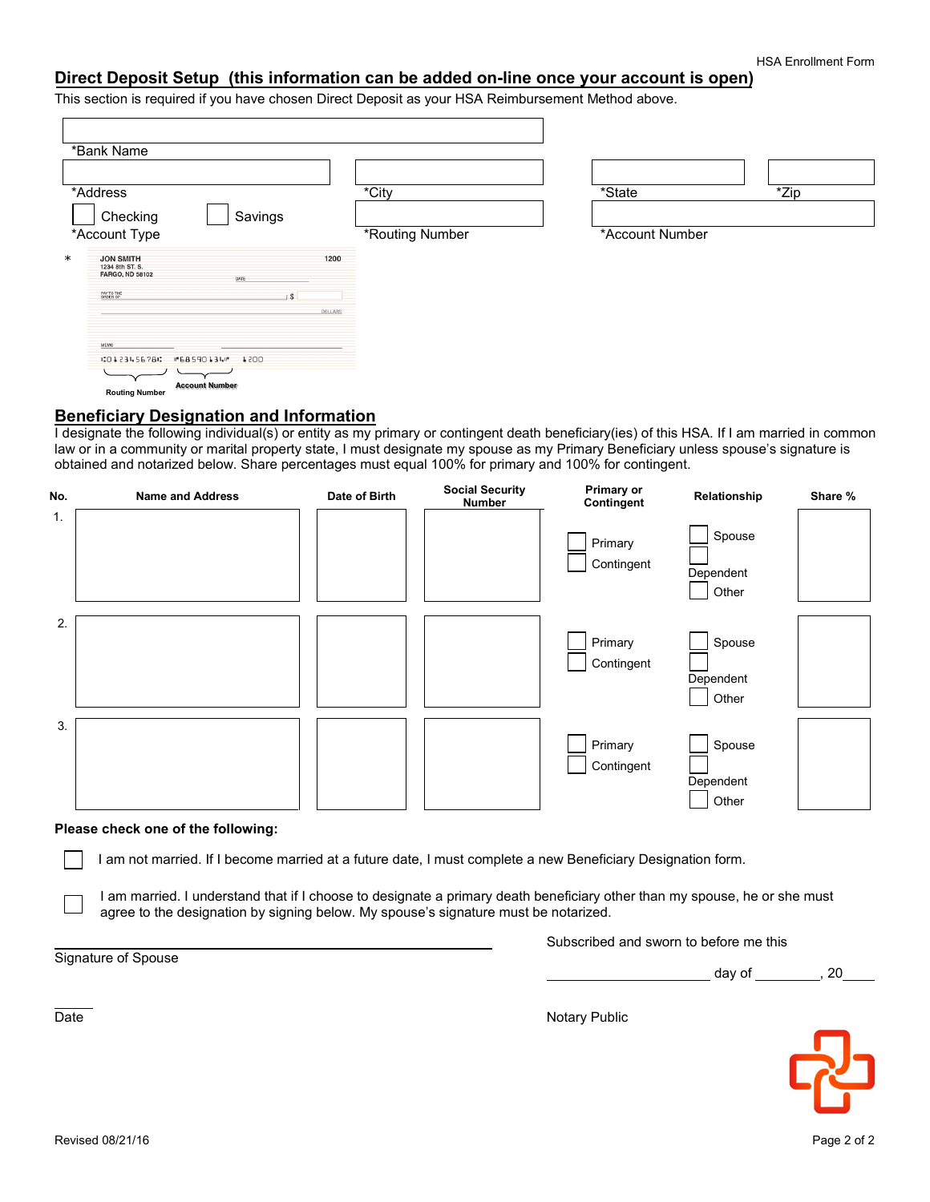## Direct Deposit Setup (this information can be added on-line once your account is open)

This section is required if you have chosen Direct Deposit as your HSA Reimbursement Method above.

*Bank Name

*Address

*City

*State

*Zip

☐ Checking ☐ Savings

*Account Type

*Routing Number

*Account Number

*

JON SMITH
1234 8th ST. S.
FARGO, ND 58102

1200

DATE

PAY TO THE ORDER OF $

DOLLARS

MEMO

⑆012345678⑆ ⑈68590134⑈ 1200

Routing Number

Account Number

## Beneficiary Designation and Information

I designate the following individual(s) or entity as my primary or contingent death beneficiary(ies) of this HSA. If I am married in common law or in a community or marital property state, I must designate my spouse as my Primary Beneficiary unless spouse's signature is obtained and notarized below. Share percentages must equal 100% for primary and 100% for contingent.

| No. | Name and Address | Date of Birth | Social Security Number | Primary or Contingent | Relationship | Share % |
|---|---|---|---|---|---|---|
| 1. | | | | ☐ Primary ☐ Contingent | ☐ Spouse ☐ Dependent ☐ Other | |
| 2. | | | | ☐ Primary ☐ Contingent | ☐ Spouse ☐ Dependent ☐ Other | |
| 3. | | | | ☐ Primary ☐ Contingent | ☐ Spouse ☐ Dependent ☐ Other | |

**Please check one of the following:**

☐ I am not married. If I become married at a future date, I must complete a new Beneficiary Designation form.

☐ I am married. I understand that if I choose to designate a primary death beneficiary other than my spouse, he or she must agree to the designation by signing below. My spouse's signature must be notarized.

______________________________
Signature of Spouse

Subscribed and sworn to before me this

____________________ day of ________, 20____

______
Date

Notary Public

Revised 08/21/16